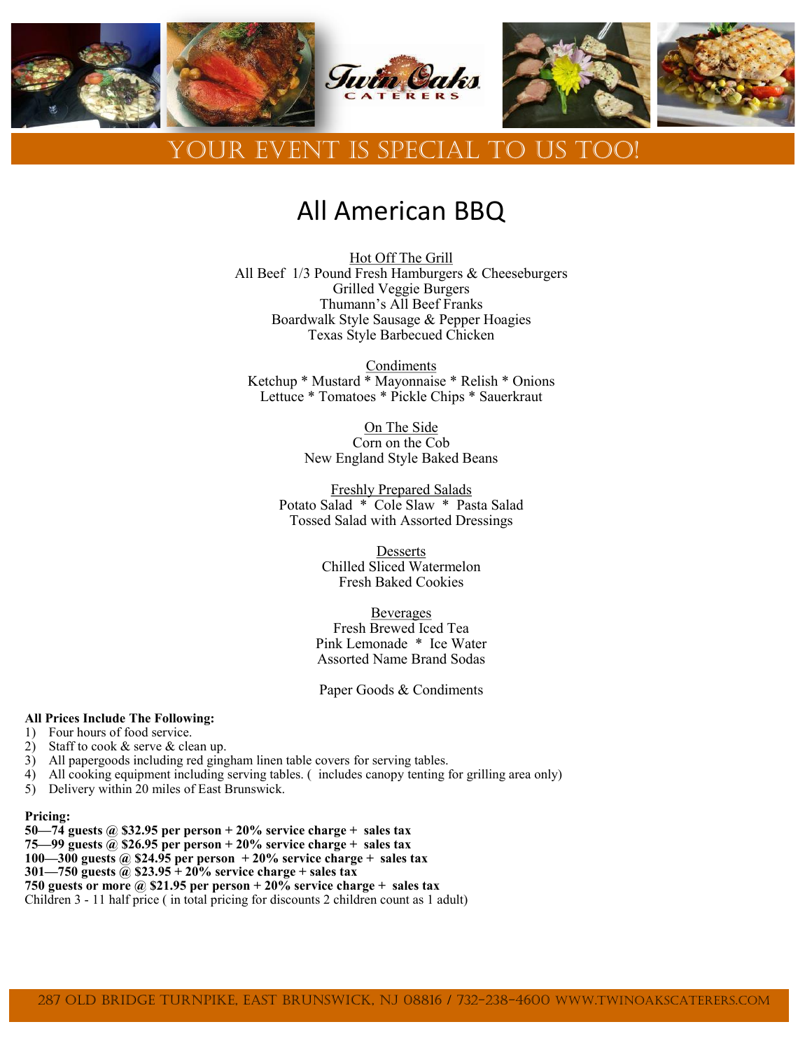Twin Oaks Caterers

YOUR EVENT IS SPECIAL TO US TOO!

# All American BBQ

Hot Off The Grill
All Beef 1/3 Pound Fresh Hamburgers & Cheeseburgers
Grilled Veggie Burgers
Thumann's All Beef Franks
Boardwalk Style Sausage & Pepper Hoagies
Texas Style Barbecued Chicken

Condiments
Ketchup * Mustard * Mayonnaise * Relish * Onions
Lettuce * Tomatoes * Pickle Chips * Sauerkraut

On The Side
Corn on the Cob
New England Style Baked Beans

Freshly Prepared Salads
Potato Salad * Cole Slaw * Pasta Salad
Tossed Salad with Assorted Dressings

Desserts
Chilled Sliced Watermelon
Fresh Baked Cookies

Beverages
Fresh Brewed Iced Tea
Pink Lemonade * Ice Water
Assorted Name Brand Sodas

Paper Goods & Condiments

**All Prices Include The Following:**

1) Four hours of food service.
2) Staff to cook & serve & clean up.
3) All papergoods including red gingham linen table covers for serving tables.
4) All cooking equipment including serving tables. ( includes canopy tenting for grilling area only)
5) Delivery within 20 miles of East Brunswick.

**Pricing:**

**50—74 guests @ $32.95 per person + 20% service charge + sales tax**
**75—99 guests @ $26.95 per person + 20% service charge + sales tax**
**100—300 guests @ $24.95 per person + 20% service charge + sales tax**
**301—750 guests @ $23.95 + 20% service charge + sales tax**
**750 guests or more @ $21.95 per person + 20% service charge + sales tax**
Children 3 - 11 half price ( in total pricing for discounts 2 children count as 1 adult)

287 Old Bridge Turnpike, East Brunswick, NJ 08816 / 732-238-4600 www.twinoakscaterers.com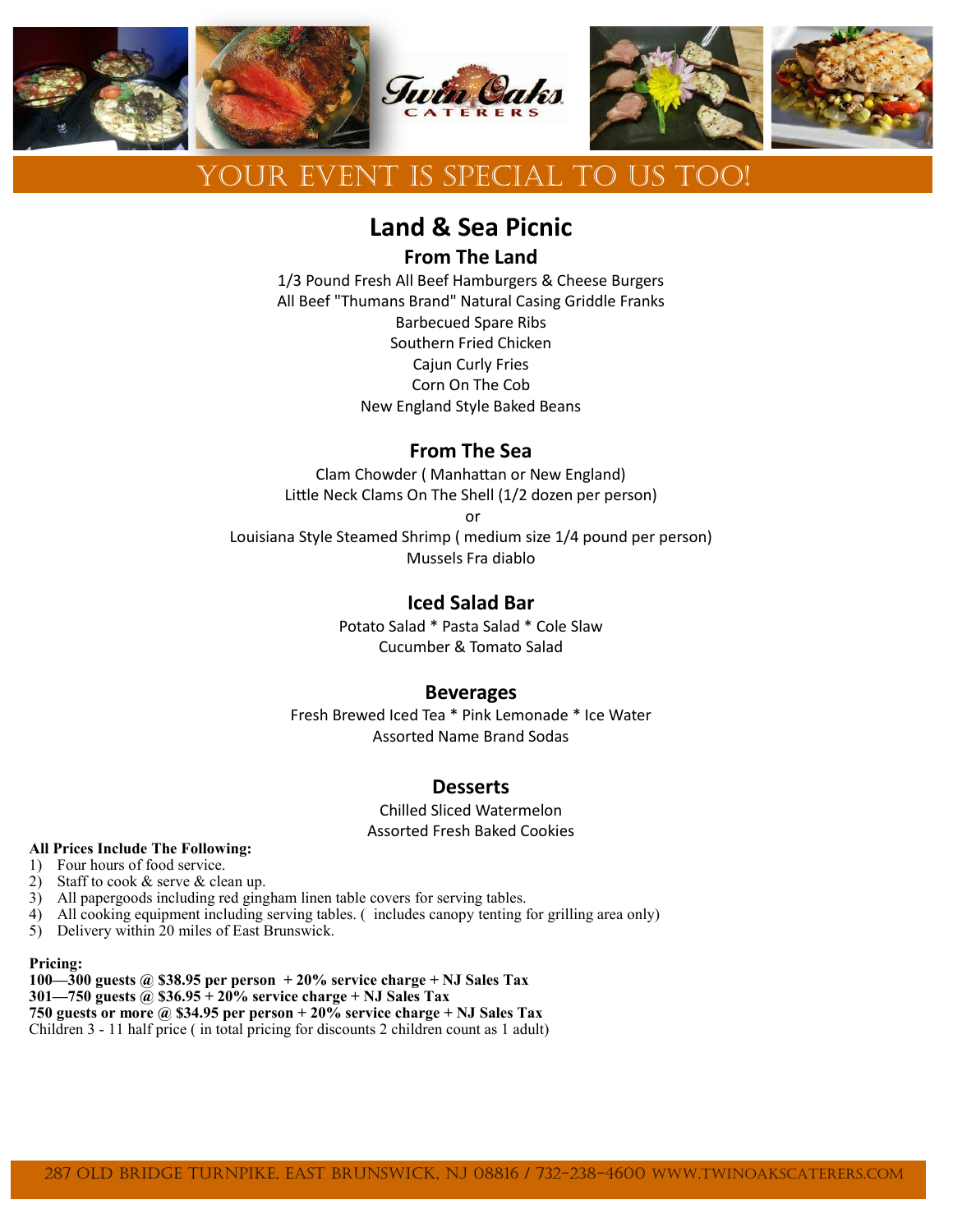# YOUR EVENT IS SPECIAL TO US TOO!

## Land & Sea Picnic

### From The Land

1/3 Pound Fresh All Beef Hamburgers & Cheese Burgers
All Beef "Thumans Brand" Natural Casing Griddle Franks
Barbecued Spare Ribs
Southern Fried Chicken
Cajun Curly Fries
Corn On The Cob
New England Style Baked Beans

### From The Sea

Clam Chowder ( Manhattan or New England)
Little Neck Clams On The Shell (1/2 dozen per person)
or
Louisiana Style Steamed Shrimp ( medium size 1/4 pound per person)
Mussels Fra diablo

### Iced Salad Bar

Potato Salad * Pasta Salad * Cole Slaw
Cucumber & Tomato Salad

### Beverages

Fresh Brewed Iced Tea * Pink Lemonade * Ice Water
Assorted Name Brand Sodas

### Desserts

Chilled Sliced Watermelon
Assorted Fresh Baked Cookies

**All Prices Include The Following:**

1) Four hours of food service.
2) Staff to cook & serve & clean up.
3) All papergoods including red gingham linen table covers for serving tables.
4) All cooking equipment including serving tables. ( includes canopy tenting for grilling area only)
5) Delivery within 20 miles of East Brunswick.

**Pricing:**

**100—300 guests @ $38.95 per person + 20% service charge + NJ Sales Tax**
**301—750 guests @ $36.95 + 20% service charge + NJ Sales Tax**
**750 guests or more @ $34.95 per person + 20% service charge + NJ Sales Tax**
Children 3 - 11 half price ( in total pricing for discounts 2 children count as 1 adult)

287 Old Bridge Turnpike, East Brunswick, NJ 08816 / 732-238-4600 www.twinoakscaterers.com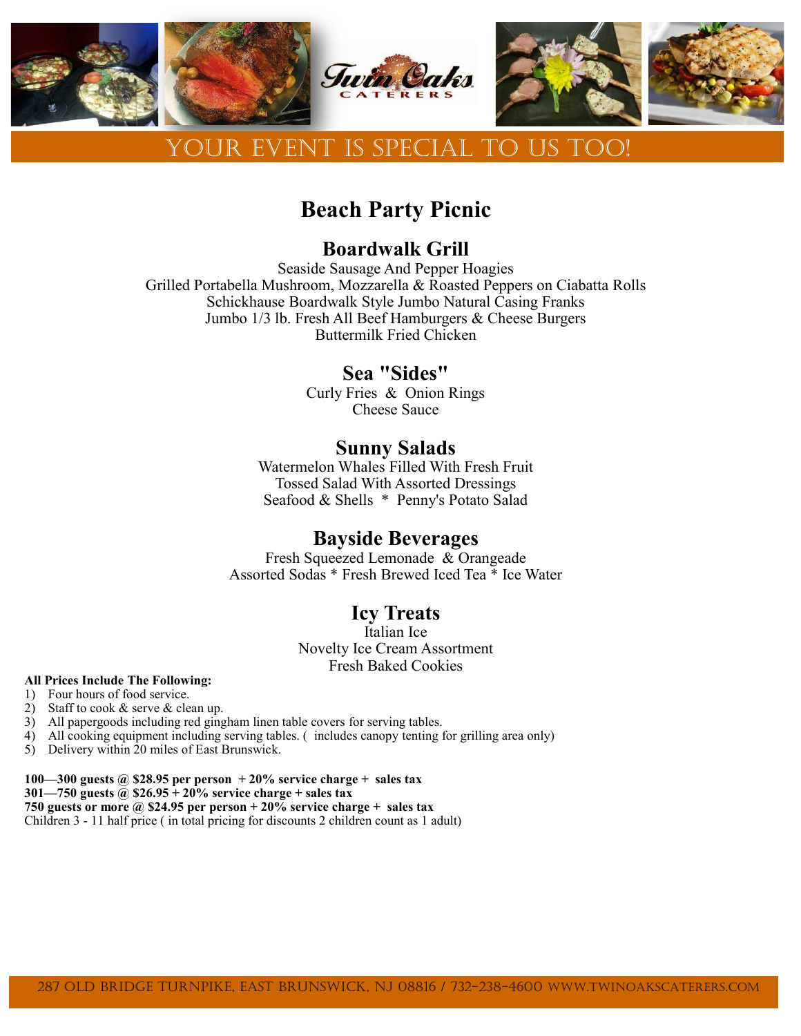Twin Oaks CATERERS

# YOUR EVENT IS SPECIAL TO US TOO!

## Beach Party Picnic

### Boardwalk Grill

Seaside Sausage And Pepper Hoagies
Grilled Portabella Mushroom, Mozzarella & Roasted Peppers on Ciabatta Rolls
Schickhause Boardwalk Style Jumbo Natural Casing Franks
Jumbo 1/3 lb. Fresh All Beef Hamburgers & Cheese Burgers
Buttermilk Fried Chicken

### Sea "Sides"

Curly Fries & Onion Rings
Cheese Sauce

### Sunny Salads

Watermelon Whales Filled With Fresh Fruit
Tossed Salad With Assorted Dressings
Seafood & Shells * Penny's Potato Salad

### Bayside Beverages

Fresh Squeezed Lemonade & Orangeade
Assorted Sodas * Fresh Brewed Iced Tea * Ice Water

### Icy Treats

Italian Ice
Novelty Ice Cream Assortment
Fresh Baked Cookies

**All Prices Include The Following:**

1) Four hours of food service.
2) Staff to cook & serve & clean up.
3) All papergoods including red gingham linen table covers for serving tables.
4) All cooking equipment including serving tables. ( includes canopy tenting for grilling area only)
5) Delivery within 20 miles of East Brunswick.

**100—300 guests @ $28.95 per person + 20% service charge + sales tax**
**301—750 guests @ $26.95 + 20% service charge + sales tax**
**750 guests or more @ $24.95 per person + 20% service charge + sales tax**
Children 3 - 11 half price ( in total pricing for discounts 2 children count as 1 adult)

287 Old Bridge Turnpike, East Brunswick, NJ 08816 / 732-238-4600 www.twinoakscaterers.com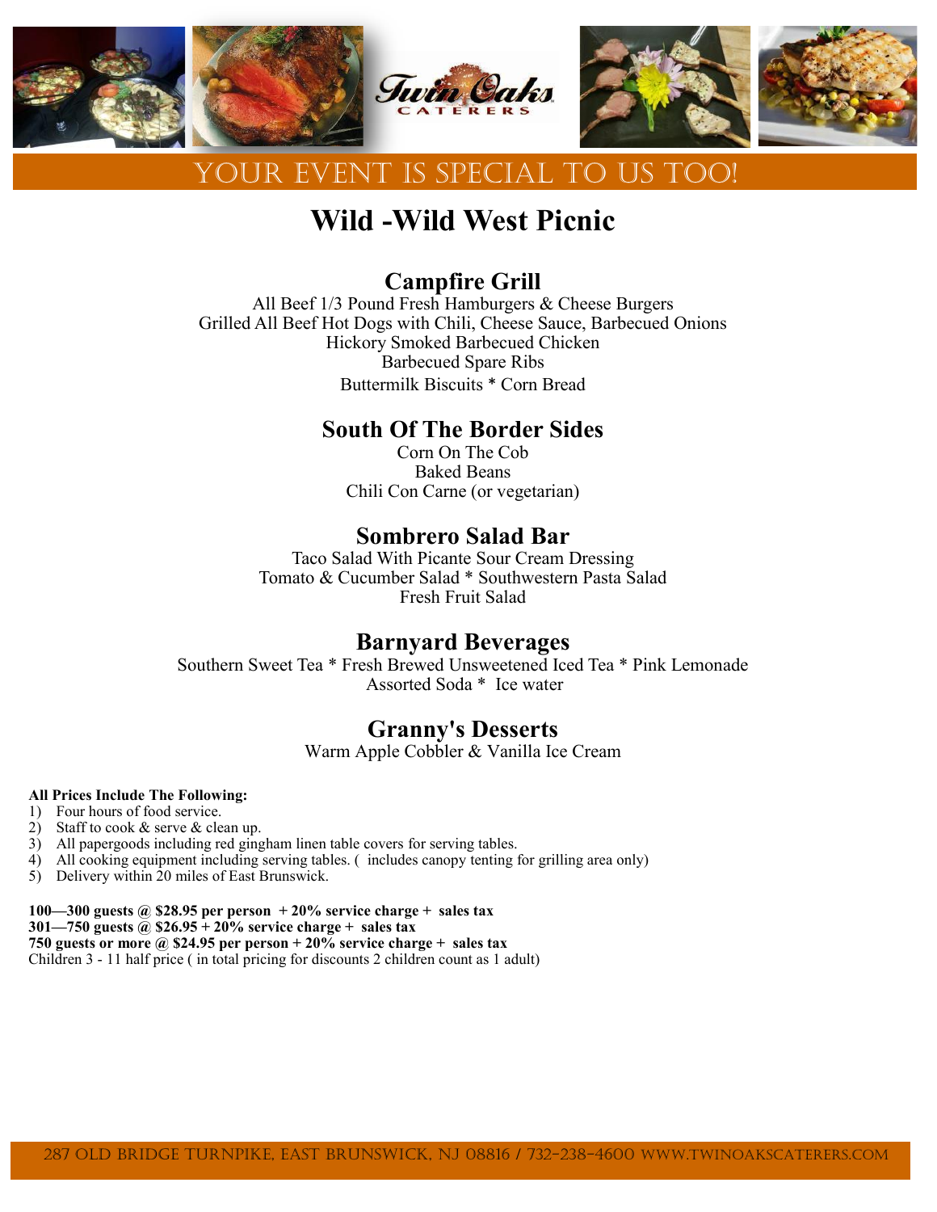# YOUR EVENT IS SPECIAL TO US TOO!

# Wild -Wild West Picnic

## Campfire Grill

All Beef 1/3 Pound Fresh Hamburgers & Cheese Burgers
Grilled All Beef Hot Dogs with Chili, Cheese Sauce, Barbecued Onions
Hickory Smoked Barbecued Chicken
Barbecued Spare Ribs
Buttermilk Biscuits * Corn Bread

## South Of The Border Sides

Corn On The Cob
Baked Beans
Chili Con Carne (or vegetarian)

## Sombrero Salad Bar

Taco Salad With Picante Sour Cream Dressing
Tomato & Cucumber Salad * Southwestern Pasta Salad
Fresh Fruit Salad

## Barnyard Beverages

Southern Sweet Tea * Fresh Brewed Unsweetened Iced Tea * Pink Lemonade
Assorted Soda * Ice water

## Granny's Desserts

Warm Apple Cobbler & Vanilla Ice Cream

**All Prices Include The Following:**

1) Four hours of food service.
2) Staff to cook & serve & clean up.
3) All papergoods including red gingham linen table covers for serving tables.
4) All cooking equipment including serving tables. ( includes canopy tenting for grilling area only)
5) Delivery within 20 miles of East Brunswick.

**100—300 guests @ $28.95 per person + 20% service charge + sales tax**
**301—750 guests @ $26.95 + 20% service charge + sales tax**
**750 guests or more @ $24.95 per person + 20% service charge + sales tax**
Children 3 - 11 half price ( in total pricing for discounts 2 children count as 1 adult)

287 Old Bridge Turnpike, East Brunswick, NJ 08816 / 732-238-4600 www.twinoakscaterers.com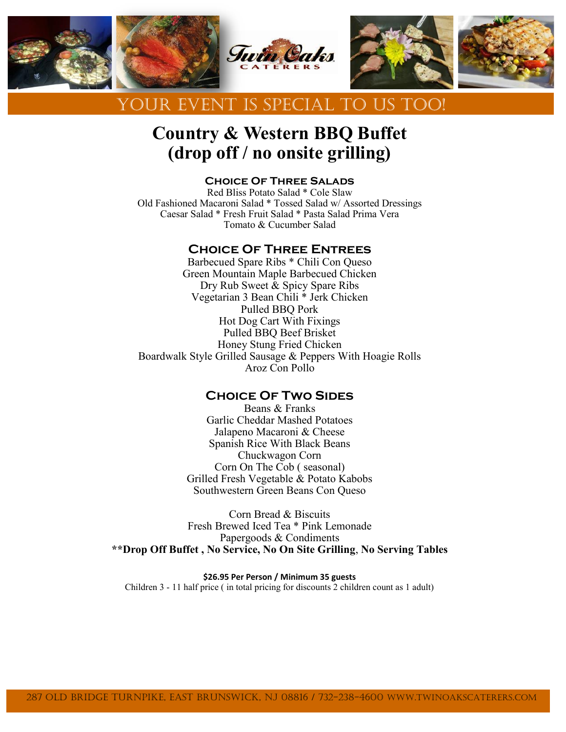Twin Oaks CATERERS

YOUR EVENT IS SPECIAL TO US TOO!

# Country & Western BBQ Buffet (drop off / no onsite grilling)

### Choice Of Three Salads

Red Bliss Potato Salad * Cole Slaw
Old Fashioned Macaroni Salad * Tossed Salad w/ Assorted Dressings
Caesar Salad * Fresh Fruit Salad * Pasta Salad Prima Vera
Tomato & Cucumber Salad

### Choice Of Three Entrees

Barbecued Spare Ribs * Chili Con Queso
Green Mountain Maple Barbecued Chicken
Dry Rub Sweet & Spicy Spare Ribs
Vegetarian 3 Bean Chili * Jerk Chicken
Pulled BBQ Pork
Hot Dog Cart With Fixings
Pulled BBQ Beef Brisket
Honey Stung Fried Chicken
Boardwalk Style Grilled Sausage & Peppers With Hoagie Rolls
Aroz Con Pollo

### Choice Of Two Sides

Beans & Franks
Garlic Cheddar Mashed Potatoes
Jalapeno Macaroni & Cheese
Spanish Rice With Black Beans
Chuckwagon Corn
Corn On The Cob ( seasonal)
Grilled Fresh Vegetable & Potato Kabobs
Southwestern Green Beans Con Queso

Corn Bread & Biscuits
Fresh Brewed Iced Tea * Pink Lemonade
Papergoods & Condiments
**Drop Off Buffet , No Service, No On Site Grilling, No Serving Tables**

**$26.95 Per Person / Minimum 35 guests**
Children 3 - 11 half price ( in total pricing for discounts 2 children count as 1 adult)

287 Old Bridge Turnpike, East Brunswick, NJ 08816 / 732-238-4600 www.twinoakscaterers.com